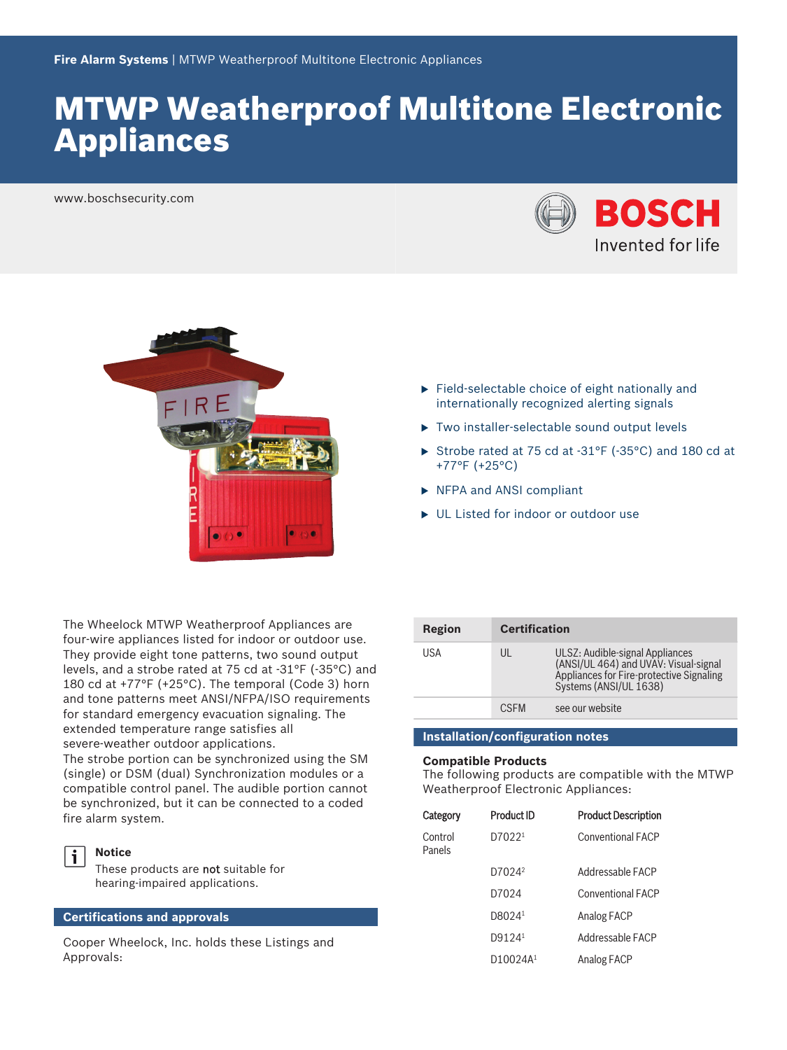Fire Alarm Systems | MTWP Weatherproof Multitone Electronic Appliances

# MTWP Weatherproof Multitone Electronic Appliances

www.boschsecurity.com

BOSCH Invented for life

- Field-selectable choice of eight nationally and internationally recognized alerting signals
- Two installer-selectable sound output levels
- Strobe rated at 75 cd at -31°F (-35°C) and 180 cd at +77°F (+25°C)
- NFPA and ANSI compliant
- UL Listed for indoor or outdoor use

The Wheelock MTWP Weatherproof Appliances are four-wire appliances listed for indoor or outdoor use. They provide eight tone patterns, two sound output levels, and a strobe rated at 75 cd at -31°F (-35°C) and 180 cd at +77°F (+25°C). The temporal (Code 3) horn and tone patterns meet ANSI/NFPA/ISO requirements for standard emergency evacuation signaling. The extended temperature range satisfies all severe-weather outdoor applications.
The strobe portion can be synchronized using the SM (single) or DSM (dual) Synchronization modules or a compatible control panel. The audible portion cannot be synchronized, but it can be connected to a coded fire alarm system.

**Notice**
These products are **not** suitable for hearing-impaired applications.

## Certifications and approvals

Cooper Wheelock, Inc. holds these Listings and Approvals:

| Region | Certification | |
|---|---|---|
| USA | UL | ULSZ: Audible-signal Appliances (ANSI/UL 464) and UVAV: Visual-signal Appliances for Fire-protective Signaling Systems (ANSI/UL 1638) |
| | CSFM | see our website |

## Installation/configuration notes

### Compatible Products

The following products are compatible with the MTWP Weatherproof Electronic Appliances:

| Category | Product ID | Product Description |
|---|---|---|
| Control Panels | D7022[1] | Conventional FACP |
| | D7024[2] | Addressable FACP |
| | D7024 | Conventional FACP |
| | D8024[1] | Analog FACP |
| | D9124[1] | Addressable FACP |
| | D10024A[1] | Analog FACP |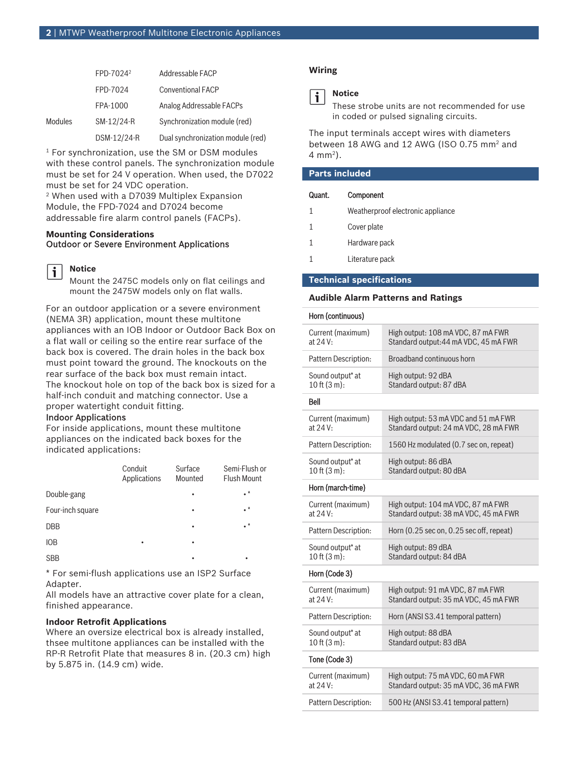| | | |
|---|---|---|
| | FPD-7024[2] | Addressable FACP |
| | FPD-7024 | Conventional FACP |
| | FPA-1000 | Analog Addressable FACPs |
| Modules | SM-12/24-R | Synchronization module (red) |
| | DSM-12/24-R | Dual synchronization module (red) |

[1] For synchronization, use the SM or DSM modules with these control panels. The synchronization module must be set for 24 V operation. When used, the D7022 must be set for 24 VDC operation.
[2] When used with a D7039 Multiplex Expansion Module, the FPD-7024 and D7024 become addressable fire alarm control panels (FACPs).

### Mounting Considerations

Outdoor or Severe Environment Applications

> **Notice**
> Mount the 2475C models only on flat ceilings and mount the 2475W models only on flat walls.

For an outdoor application or a severe environment (NEMA 3R) application, mount these multitone appliances with an IOB Indoor or Outdoor Back Box on a flat wall or ceiling so the entire rear surface of the back box is covered. The drain holes in the back box must point toward the ground. The knockouts on the rear surface of the back box must remain intact.
The knockout hole on top of the back box is sized for a half-inch conduit and matching connector. Use a proper watertight conduit fitting.

Indoor Applications

For inside applications, mount these multitone appliances on the indicated back boxes for the indicated applications:

| | Conduit Applications | Surface Mounted | Semi-Flush or Flush Mount |
|---|---|---|---|
| Double-gang | | • | •* |
| Four-inch square | | • | •* |
| DBB | | • | •* |
| IOB | • | • | |
| SBB | | • | • |

\* For semi-flush applications use an ISP2 Surface Adapter.
All models have an attractive cover plate for a clean, finished appearance.

### Indoor Retrofit Applications

Where an oversize electrical box is already installed, thsee multitone appliances can be installed with the RP-R Retrofit Plate that measures 8 in. (20.3 cm) high by 5.875 in. (14.9 cm) wide.

### Wiring

> **Notice**
> These strobe units are not recommended for use in coded or pulsed signaling circuits.

The input terminals accept wires with diameters between 18 AWG and 12 AWG (ISO 0.75 $mm^2$ and 4 $mm^2$).

## Parts included

| Quant. | Component |
|---|---|
| 1 | Weatherproof electronic appliance |
| 1 | Cover plate |
| 1 | Hardware pack |
| 1 | Literature pack |

## Technical specifications

### Audible Alarm Patterns and Ratings

| | |
|---|---|
| **Horn (continuous)** | |
| Current (maximum) at 24 V: | High output: 108 mA VDC, 87 mA FWR<br>Standard output:44 mA VDC, 45 mA FWR |
| Pattern Description: | Broadband continuous horn |
| Sound output* at 10 ft (3 m): | High output: 92 dBA<br>Standard output: 87 dBA |
| **Bell** | |
| Current (maximum) at 24 V: | High output: 53 mA VDC and 51 mA FWR<br>Standard output: 24 mA VDC, 28 mA FWR |
| Pattern Description: | 1560 Hz modulated (0.7 sec on, repeat) |
| Sound output* at 10 ft (3 m): | High output: 86 dBA<br>Standard output: 80 dBA |
| **Horn (march-time)** | |
| Current (maximum) at 24 V: | High output: 104 mA VDC, 87 mA FWR<br>Standard output: 38 mA VDC, 45 mA FWR |
| Pattern Description: | Horn (0.25 sec on, 0.25 sec off, repeat) |
| Sound output* at 10 ft (3 m): | High output: 89 dBA<br>Standard output: 84 dBA |
| **Horn (Code 3)** | |
| Current (maximum) at 24 V: | High output: 91 mA VDC, 87 mA FWR<br>Standard output: 35 mA VDC, 45 mA FWR |
| Pattern Description: | Horn (ANSI S3.41 temporal pattern) |
| Sound output* at 10 ft (3 m): | High output: 88 dBA<br>Standard output: 83 dBA |
| **Tone (Code 3)** | |
| Current (maximum) at 24 V: | High output: 75 mA VDC, 60 mA FWR<br>Standard output: 35 mA VDC, 36 mA FWR |
| Pattern Description: | 500 Hz (ANSI S3.41 temporal pattern) |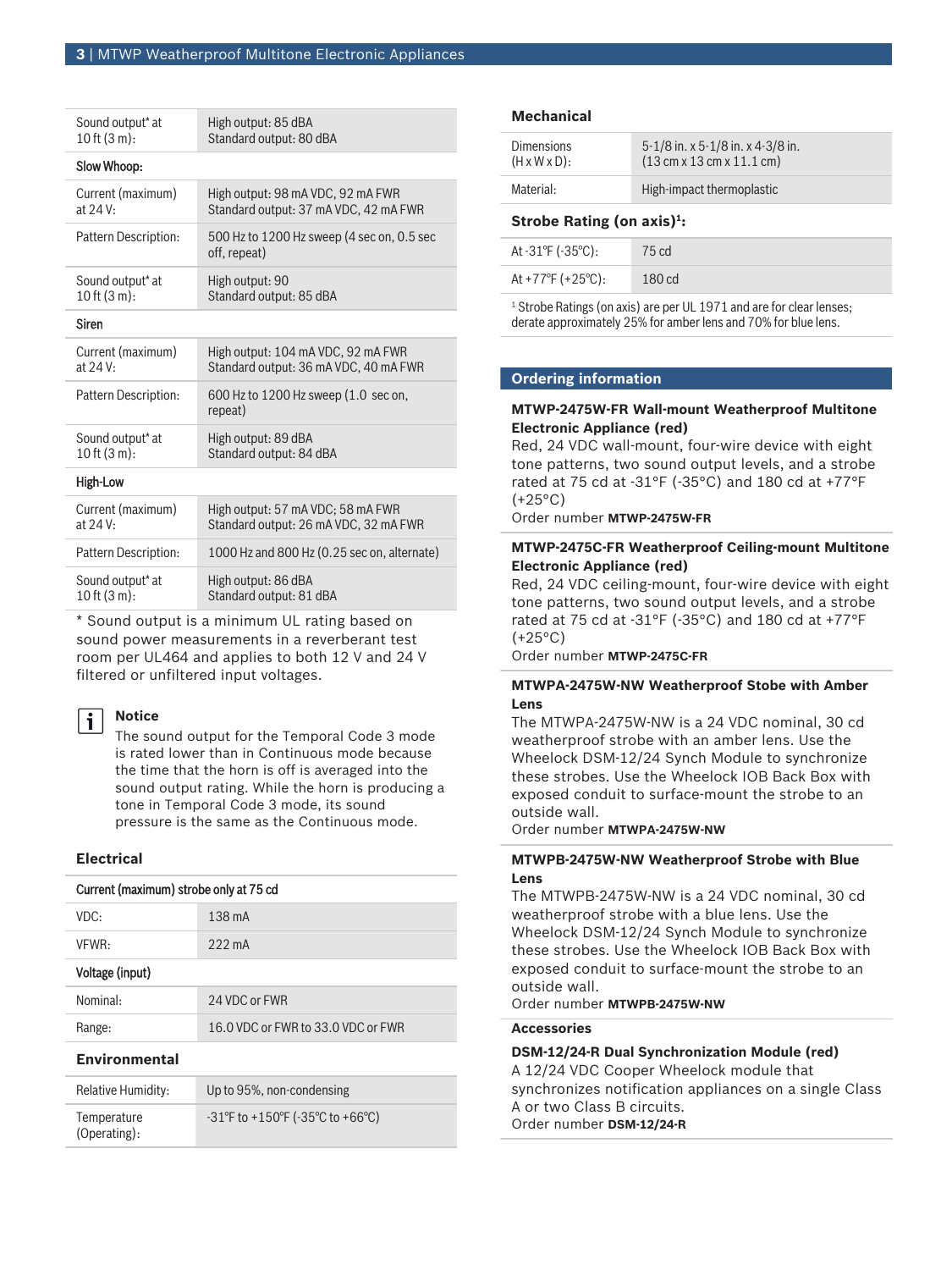| | |
|---|---|
| Sound output* at 10 ft (3 m): | High output: 85 dBA<br>Standard output: 80 dBA |
| **Slow Whoop:** | |
| Current (maximum) at 24 V: | High output: 98 mA VDC, 92 mA FWR<br>Standard output: 37 mA VDC, 42 mA FWR |
| Pattern Description: | 500 Hz to 1200 Hz sweep (4 sec on, 0.5 sec off, repeat) |
| Sound output* at 10 ft (3 m): | High output: 90<br>Standard output: 85 dBA |
| **Siren** | |
| Current (maximum) at 24 V: | High output: 104 mA VDC, 92 mA FWR<br>Standard output: 36 mA VDC, 40 mA FWR |
| Pattern Description: | 600 Hz to 1200 Hz sweep (1.0 sec on, repeat) |
| Sound output* at 10 ft (3 m): | High output: 89 dBA<br>Standard output: 84 dBA |
| **High-Low** | |
| Current (maximum) at 24 V: | High output: 57 mA VDC; 58 mA FWR<br>Standard output: 26 mA VDC, 32 mA FWR |
| Pattern Description: | 1000 Hz and 800 Hz (0.25 sec on, alternate) |
| Sound output* at 10 ft (3 m): | High output: 86 dBA<br>Standard output: 81 dBA |

* Sound output is a minimum UL rating based on sound power measurements in a reverberant test room per UL464 and applies to both 12 V and 24 V filtered or unfiltered input voltages.

> **Notice**
> The sound output for the Temporal Code 3 mode is rated lower than in Continuous mode because the time that the horn is off is averaged into the sound output rating. While the horn is producing a tone in Temporal Code 3 mode, its sound pressure is the same as the Continuous mode.

### Electrical

| | |
|---|---|
| **Current (maximum) strobe only at 75 cd** | |
| VDC: | 138 mA |
| VFWR: | 222 mA |
| **Voltage (input)** | |
| Nominal: | 24 VDC or FWR |
| Range: | 16.0 VDC or FWR to 33.0 VDC or FWR |

### Environmental

| | |
|---|---|
| Relative Humidity: | Up to 95%, non-condensing |
| Temperature (Operating): | -31°F to +150°F (-35°C to +66°C) |

### Mechanical

| | |
|---|---|
| Dimensions (H x W x D): | 5-1/8 in. x 5-1/8 in. x 4-3/8 in.<br>(13 cm x 13 cm x 11.1 cm) |
| Material: | High-impact thermoplastic |

### Strobe Rating (on axis)[1]:

| | |
|---|---|
| At -31°F (-35°C): | 75 cd |
| At +77°F (+25°C): | 180 cd |

[1] Strobe Ratings (on axis) are per UL 1971 and are for clear lenses; derate approximately 25% for amber lens and 70% for blue lens.

## Ordering information

**MTWP-2475W-FR Wall-mount Weatherproof Multitone Electronic Appliance (red)**
Red, 24 VDC wall-mount, four-wire device with eight tone patterns, two sound output levels, and a strobe rated at 75 cd at -31°F (-35°C) and 180 cd at +77°F (+25°C)
Order number **MTWP-2475W-FR**

**MTWP-2475C-FR Weatherproof Ceiling-mount Multitone Electronic Appliance (red)**
Red, 24 VDC ceiling-mount, four-wire device with eight tone patterns, two sound output levels, and a strobe rated at 75 cd at -31°F (-35°C) and 180 cd at +77°F (+25°C)
Order number **MTWP-2475C-FR**

**MTWPA-2475W-NW Weatherproof Stobe with Amber Lens**
The MTWPA-2475W-NW is a 24 VDC nominal, 30 cd weatherproof strobe with an amber lens. Use the Wheelock DSM-12/24 Synch Module to synchronize these strobes. Use the Wheelock IOB Back Box with exposed conduit to surface-mount the strobe to an outside wall.
Order number **MTWPA-2475W-NW**

**MTWPB-2475W-NW Weatherproof Strobe with Blue Lens**
The MTWPB-2475W-NW is a 24 VDC nominal, 30 cd weatherproof strobe with a blue lens. Use the Wheelock DSM-12/24 Synch Module to synchronize these strobes. Use the Wheelock IOB Back Box with exposed conduit to surface-mount the strobe to an outside wall.
Order number **MTWPB-2475W-NW**

**Accessories**

**DSM-12/24-R Dual Synchronization Module (red)**
A 12/24 VDC Cooper Wheelock module that synchronizes notification appliances on a single Class A or two Class B circuits.
Order number **DSM-12/24-R**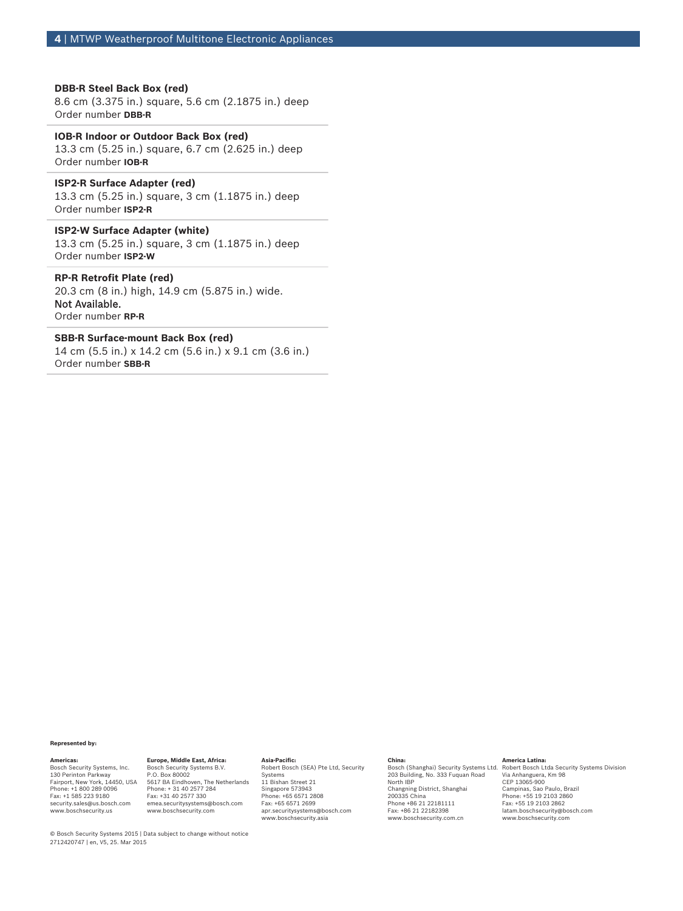**DBB-R Steel Back Box (red)**
8.6 cm (3.375 in.) square, 5.6 cm (2.1875 in.) deep
Order number **DBB-R**

**IOB-R Indoor or Outdoor Back Box (red)**
13.3 cm (5.25 in.) square, 6.7 cm (2.625 in.) deep
Order number **IOB-R**

**ISP2-R Surface Adapter (red)**
13.3 cm (5.25 in.) square, 3 cm (1.1875 in.) deep
Order number **ISP2-R**

**ISP2-W Surface Adapter (white)**
13.3 cm (5.25 in.) square, 3 cm (1.1875 in.) deep
Order number **ISP2-W**

**RP-R Retrofit Plate (red)**
20.3 cm (8 in.) high, 14.9 cm (5.875 in.) wide.
Not Available.
Order number **RP-R**

**SBB-R Surface-mount Back Box (red)**
14 cm (5.5 in.) x 14.2 cm (5.6 in.) x 9.1 cm (3.6 in.)
Order number **SBB-R**

**Represented by:**

**Americas:**
Bosch Security Systems, Inc.
130 Perinton Parkway
Fairport, New York, 14450, USA
Phone: +1 800 289 0096
Fax: +1 585 223 9180
security.sales@us.bosch.com
www.boschsecurity.us

**Europe, Middle East, Africa:**
Bosch Security Systems B.V.
P.O. Box 80002
5617 BA Eindhoven, The Netherlands
Phone: + 31 40 2577 284
Fax: +31 40 2577 330
emea.securitysystems@bosch.com
www.boschsecurity.com

**Asia-Pacific:**
Robert Bosch (SEA) Pte Ltd, Security Systems
11 Bishan Street 21
Singapore 573943
Phone: +65 6571 2808
Fax: +65 6571 2699
apr.securitysystems@bosch.com
www.boschsecurity.asia

**China:**
Bosch (Shanghai) Security Systems Ltd.
203 Building, No. 333 Fuquan Road
North IBP
Changning District, Shanghai
200335 China
Phone +86 21 22181111
Fax: +86 21 22182398
www.boschsecurity.com.cn

**America Latina:**
Robert Bosch Ltda Security Systems Division
Via Anhanguera, Km 98
CEP 13065-900
Campinas, Sao Paulo, Brazil
Phone: +55 19 2103 2860
Fax: +55 19 2103 2862
latam.boschsecurity@bosch.com
www.boschsecurity.com

© Bosch Security Systems 2015 | Data subject to change without notice
2712420747 | en, V5, 25. Mar 2015